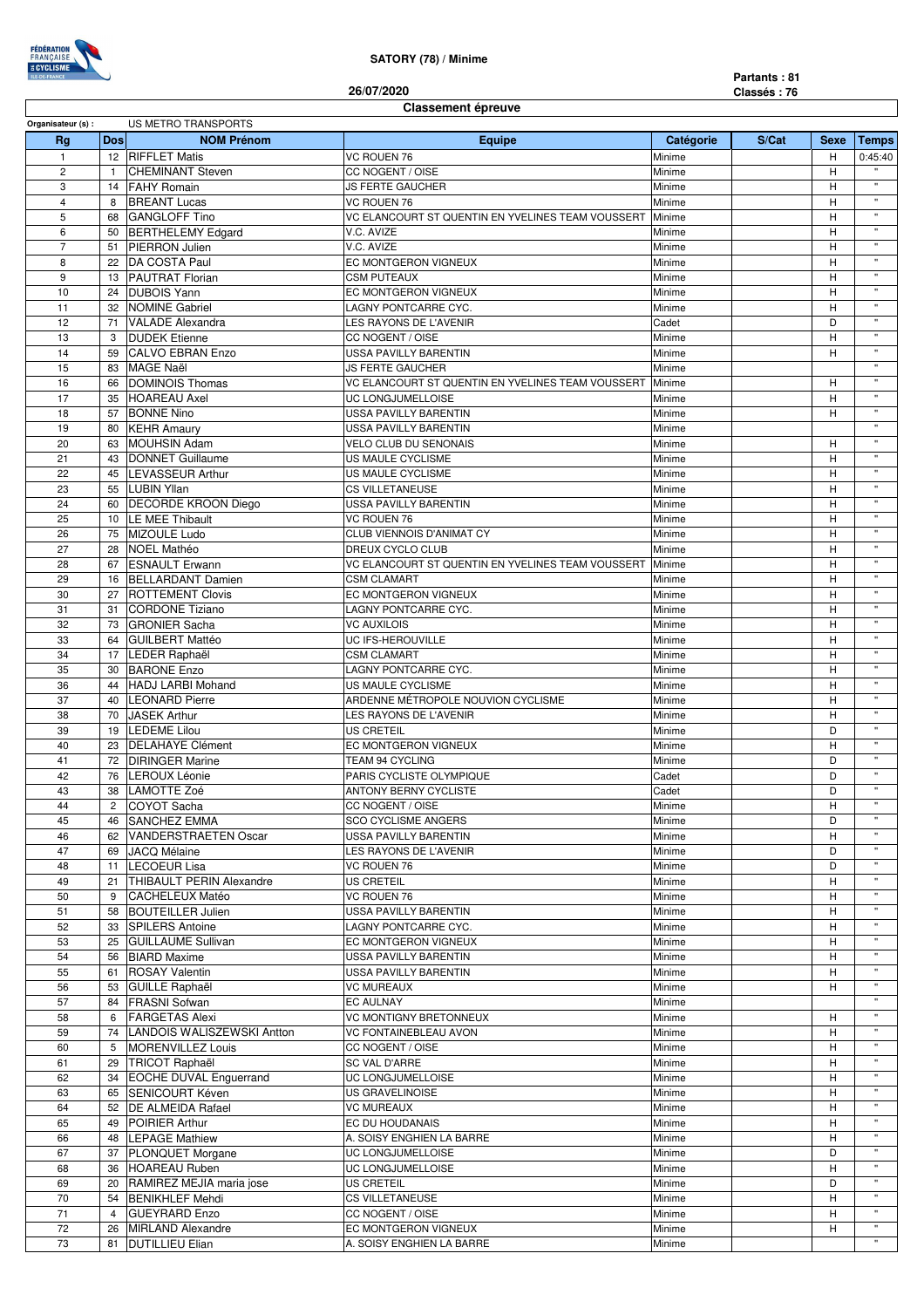**SATORY (78) / Minime**

**26/07/2020**

**Partants : 81**
**Classés : 76**

## Classement épreuve

Organisateur (s) : US METRO TRANSPORTS

| Rg | Dos | NOM Prénom | Equipe | Catégorie | S/Cat | Sexe | Temps |
|---|---|---|---|---|---|---|---|
| 1 | 12 | RIFFLET Matis | VC ROUEN 76 | Minime | | H | 0:45:40 |
| 2 | 1 | CHEMINANT Steven | CC NOGENT / OISE | Minime | | H | " |
| 3 | 14 | FAHY Romain | JS FERTE GAUCHER | Minime | | H | " |
| 4 | 8 | BREANT Lucas | VC ROUEN 76 | Minime | | H | " |
| 5 | 68 | GANGLOFF Tino | VC ELANCOURT ST QUENTIN EN YVELINES TEAM VOUSSERT | Minime | | H | " |
| 6 | 50 | BERTHELEMY Edgard | V.C. AVIZE | Minime | | H | " |
| 7 | 51 | PIERRON Julien | V.C. AVIZE | Minime | | H | " |
| 8 | 22 | DA COSTA Paul | EC MONTGERON VIGNEUX | Minime | | H | " |
| 9 | 13 | PAUTRAT Florian | CSM PUTEAUX | Minime | | H | " |
| 10 | 24 | DUBOIS Yann | EC MONTGERON VIGNEUX | Minime | | H | " |
| 11 | 32 | NOMINE Gabriel | LAGNY PONTCARRE CYC. | Minime | | H | " |
| 12 | 71 | VALADE Alexandra | LES RAYONS DE L'AVENIR | Cadet | | D | " |
| 13 | 3 | DUDEK Etienne | CC NOGENT / OISE | Minime | | H | " |
| 14 | 59 | CALVO EBRAN Enzo | USSA PAVILLY BARENTIN | Minime | | H | " |
| 15 | 83 | MAGE Naël | JS FERTE GAUCHER | Minime | | | " |
| 16 | 66 | DOMINOIS Thomas | VC ELANCOURT ST QUENTIN EN YVELINES TEAM VOUSSERT | Minime | | H | " |
| 17 | 35 | HOAREAU Axel | UC LONGJUMELLOISE | Minime | | H | " |
| 18 | 57 | BONNE Nino | USSA PAVILLY BARENTIN | Minime | | H | " |
| 19 | 80 | KEHR Amaury | USSA PAVILLY BARENTIN | Minime | | | " |
| 20 | 63 | MOUHSIN Adam | VELO CLUB DU SENONAIS | Minime | | H | " |
| 21 | 43 | DONNET Guillaume | US MAULE CYCLISME | Minime | | H | " |
| 22 | 45 | LEVASSEUR Arthur | US MAULE CYCLISME | Minime | | H | " |
| 23 | 55 | LUBIN Yllan | CS VILLETANEUSE | Minime | | H | " |
| 24 | 60 | DECORDE KROON Diego | USSA PAVILLY BARENTIN | Minime | | H | " |
| 25 | 10 | LE MEE Thibault | VC ROUEN 76 | Minime | | H | " |
| 26 | 75 | MIZOULE Ludo | CLUB VIENNOIS D'ANIMAT CY | Minime | | H | " |
| 27 | 28 | NOEL Mathéo | DREUX CYCLO CLUB | Minime | | H | " |
| 28 | 67 | ESNAULT Erwann | VC ELANCOURT ST QUENTIN EN YVELINES TEAM VOUSSERT | Minime | | H | " |
| 29 | 16 | BELLARDANT Damien | CSM CLAMART | Minime | | H | " |
| 30 | 27 | ROTTEMENT Clovis | EC MONTGERON VIGNEUX | Minime | | H | " |
| 31 | 31 | CORDONE Tiziano | LAGNY PONTCARRE CYC. | Minime | | H | " |
| 32 | 73 | GRONIER Sacha | VC AUXILOIS | Minime | | H | " |
| 33 | 64 | GUILBERT Mattéo | UC IFS-HEROUVILLE | Minime | | H | " |
| 34 | 17 | LEDER Raphaël | CSM CLAMART | Minime | | H | " |
| 35 | 30 | BARONE Enzo | LAGNY PONTCARRE CYC. | Minime | | H | " |
| 36 | 44 | HADJ LARBI Mohand | US MAULE CYCLISME | Minime | | H | " |
| 37 | 40 | LEONARD Pierre | ARDENNE MÉTROPOLE NOUVION CYCLISME | Minime | | H | " |
| 38 | 70 | JASEK Arthur | LES RAYONS DE L'AVENIR | Minime | | H | " |
| 39 | 19 | LEDEME Lilou | US CRETEIL | Minime | | D | " |
| 40 | 23 | DELAHAYE Clément | EC MONTGERON VIGNEUX | Minime | | H | " |
| 41 | 72 | DIRINGER Marine | TEAM 94 CYCLING | Minime | | D | " |
| 42 | 76 | LEROUX Léonie | PARIS CYCLISTE OLYMPIQUE | Cadet | | D | " |
| 43 | 38 | LAMOTTE Zoé | ANTONY BERNY CYCLISTE | Cadet | | D | " |
| 44 | 2 | COYOT Sacha | CC NOGENT / OISE | Minime | | H | " |
| 45 | 46 | SANCHEZ EMMA | SCO CYCLISME ANGERS | Minime | | D | " |
| 46 | 62 | VANDERSTRAETEN Oscar | USSA PAVILLY BARENTIN | Minime | | H | " |
| 47 | 69 | JACQ Mélaine | LES RAYONS DE L'AVENIR | Minime | | D | " |
| 48 | 11 | LECOEUR Lisa | VC ROUEN 76 | Minime | | D | " |
| 49 | 21 | THIBAULT PERIN Alexandre | US CRETEIL | Minime | | H | " |
| 50 | 9 | CACHELEUX Matéo | VC ROUEN 76 | Minime | | H | " |
| 51 | 58 | BOUTEILLER Julien | USSA PAVILLY BARENTIN | Minime | | H | " |
| 52 | 33 | SPILERS Antoine | LAGNY PONTCARRE CYC. | Minime | | H | " |
| 53 | 25 | GUILLAUME Sullivan | EC MONTGERON VIGNEUX | Minime | | H | " |
| 54 | 56 | BIARD Maxime | USSA PAVILLY BARENTIN | Minime | | H | " |
| 55 | 61 | ROSAY Valentin | USSA PAVILLY BARENTIN | Minime | | H | " |
| 56 | 53 | GUILLE Raphaël | VC MUREAUX | Minime | | H | " |
| 57 | 84 | FRASNI Sofwan | EC AULNAY | Minime | | | " |
| 58 | 6 | FARGETAS Alexi | VC MONTIGNY BRETONNEUX | Minime | | H | " |
| 59 | 74 | LANDOIS WALISZEWSKI Antton | VC FONTAINEBLEAU AVON | Minime | | H | " |
| 60 | 5 | MORENVILLEZ Louis | CC NOGENT / OISE | Minime | | H | " |
| 61 | 29 | TRICOT Raphaël | SC VAL D'ARRE | Minime | | H | " |
| 62 | 34 | EOCHE DUVAL Enguerrand | UC LONGJUMELLOISE | Minime | | H | " |
| 63 | 65 | SENICOURT Kéven | US GRAVELINOISE | Minime | | H | " |
| 64 | 52 | DE ALMEIDA Rafael | VC MUREAUX | Minime | | H | " |
| 65 | 49 | POIRIER Arthur | EC DU HOUDANAIS | Minime | | H | " |
| 66 | 48 | LEPAGE Mathiew | A. SOISY ENGHIEN LA BARRE | Minime | | H | " |
| 67 | 37 | PLONQUET Morgane | UC LONGJUMELLOISE | Minime | | D | " |
| 68 | 36 | HOAREAU Ruben | UC LONGJUMELLOISE | Minime | | H | " |
| 69 | 20 | RAMIREZ MEJIA maria jose | US CRETEIL | Minime | | D | " |
| 70 | 54 | BENIKHLEF Mehdi | CS VILLETANEUSE | Minime | | H | " |
| 71 | 4 | GUEYRARD Enzo | CC NOGENT / OISE | Minime | | H | " |
| 72 | 26 | MIRLAND Alexandre | EC MONTGERON VIGNEUX | Minime | | H | " |
| 73 | 81 | DUTILLIEU Elian | A. SOISY ENGHIEN LA BARRE | Minime | | | " |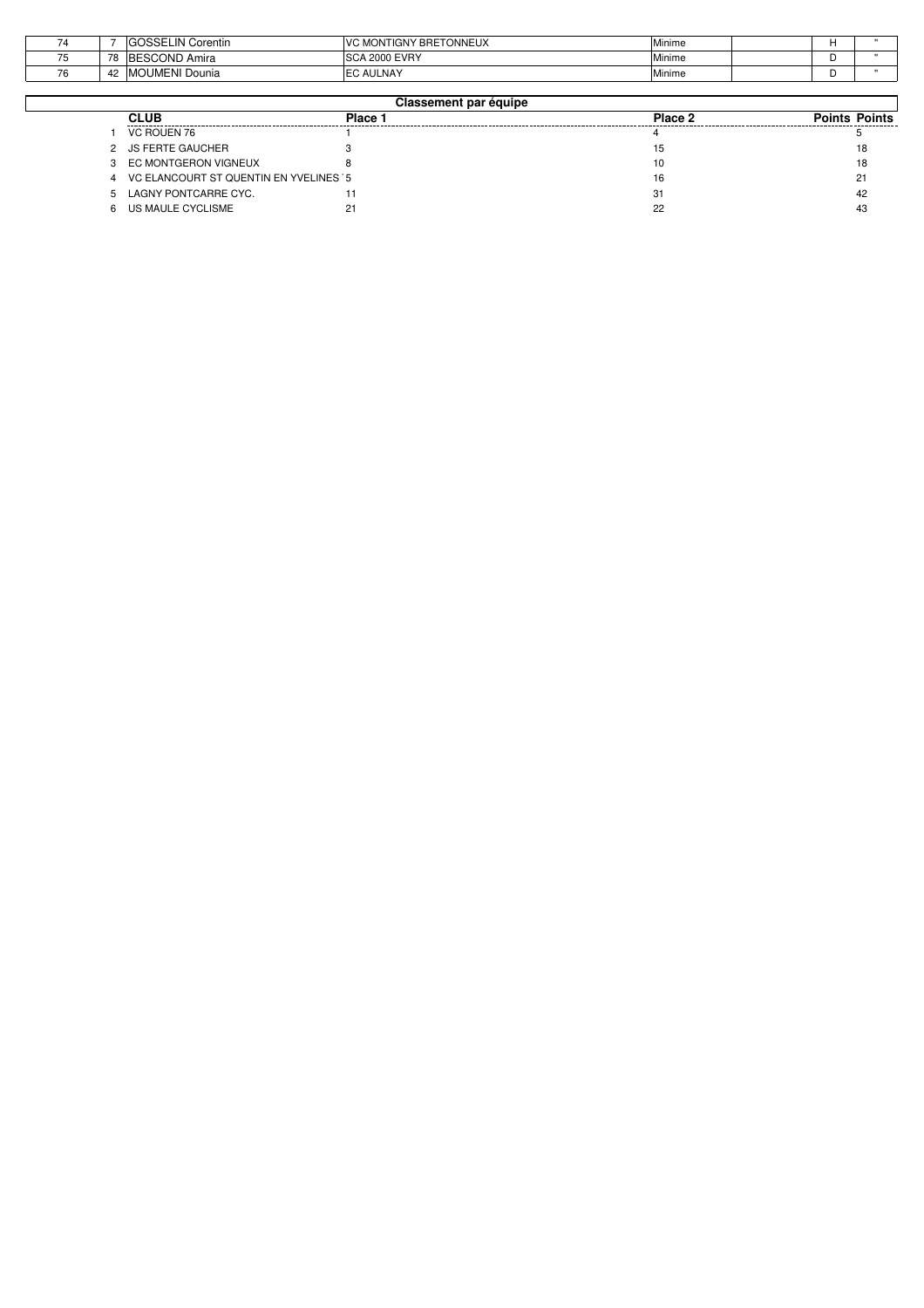| | | | | | | | |
|---|---|---|---|---|---|---|---|
| 74 | 7 | GOSSELIN Corentin | VC MONTIGNY BRETONNEUX | Minime | | H | " |
| 75 | 78 | BESCOND Amira | SCA 2000 EVRY | Minime | | D | " |
| 76 | 42 | MOUMENI Dounia | EC AULNAY | Minime | | D | " |

## Classement par équipe

| | CLUB | Place 1 | Place 2 | Points Points |
|---|---|---|---|---|
| 1 | VC ROUEN 76 | 1 | 4 | 5 |
| 2 | JS FERTE GAUCHER | 3 | 15 | 18 |
| 3 | EC MONTGERON VIGNEUX | 8 | 10 | 18 |
| 4 | VC ELANCOURT ST QUENTIN EN YVELINES | 5 | 16 | 21 |
| 5 | LAGNY PONTCARRE CYC. | 11 | 31 | 42 |
| 6 | US MAULE CYCLISME | 21 | 22 | 43 |